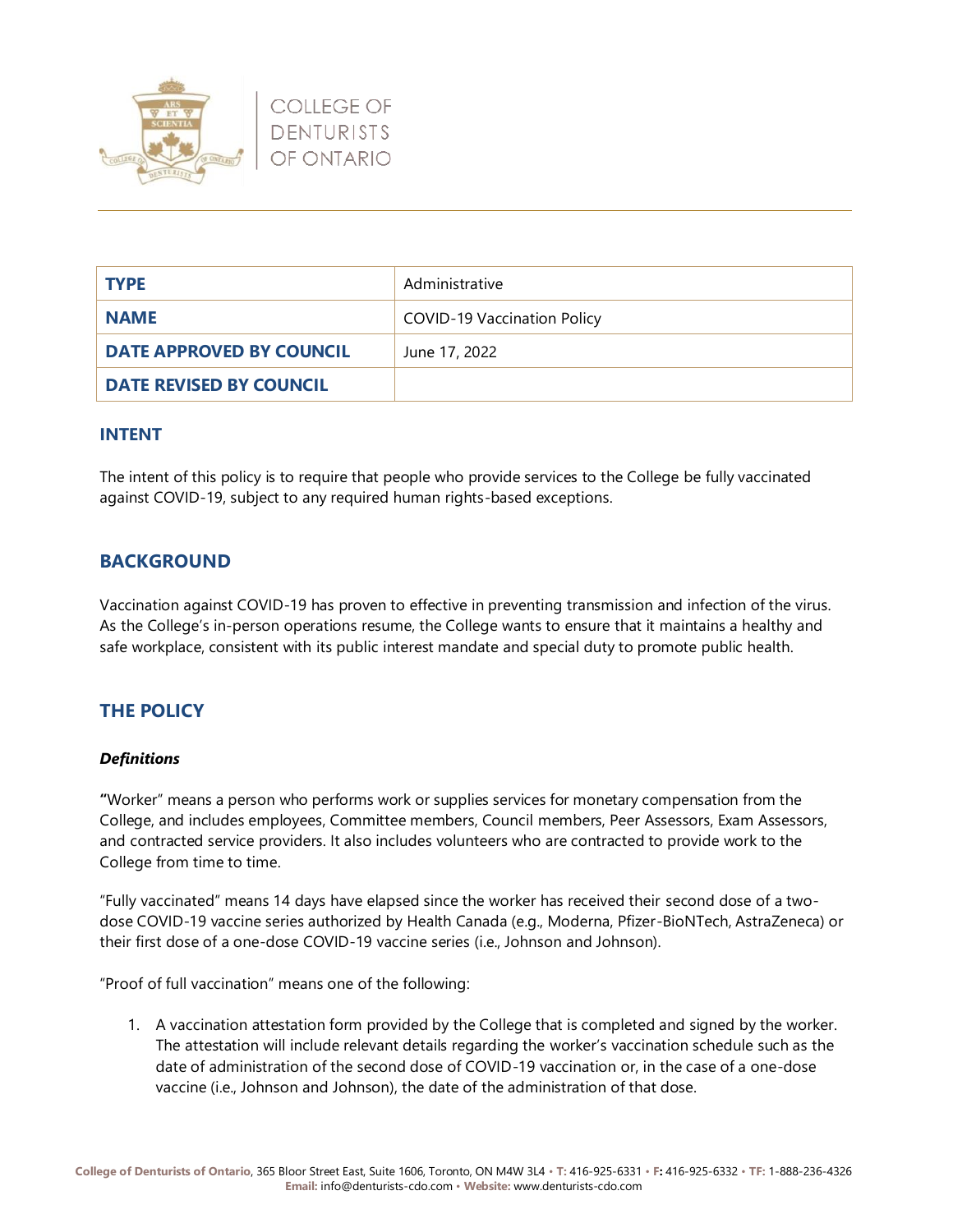COLLEGE OF DENTURISTS OF ONTARIO

| TYPE | Administrative |
|---|---|
| NAME | COVID-19 Vaccination Policy |
| DATE APPROVED BY COUNCIL | June 17, 2022 |
| DATE REVISED BY COUNCIL | |

### INTENT

The intent of this policy is to require that people who provide services to the College be fully vaccinated against COVID-19, subject to any required human rights-based exceptions.

## BACKGROUND

Vaccination against COVID-19 has proven to effective in preventing transmission and infection of the virus. As the College's in-person operations resume, the College wants to ensure that it maintains a healthy and safe workplace, consistent with its public interest mandate and special duty to promote public health.

## THE POLICY

***Definitions***

**"**Worker" means a person who performs work or supplies services for monetary compensation from the College, and includes employees, Committee members, Council members, Peer Assessors, Exam Assessors, and contracted service providers. It also includes volunteers who are contracted to provide work to the College from time to time.

"Fully vaccinated" means 14 days have elapsed since the worker has received their second dose of a two-dose COVID-19 vaccine series authorized by Health Canada (e.g., Moderna, Pfizer-BioNTech, AstraZeneca) or their first dose of a one-dose COVID-19 vaccine series (i.e., Johnson and Johnson).

"Proof of full vaccination" means one of the following:

1. A vaccination attestation form provided by the College that is completed and signed by the worker. The attestation will include relevant details regarding the worker's vaccination schedule such as the date of administration of the second dose of COVID-19 vaccination or, in the case of a one-dose vaccine (i.e., Johnson and Johnson), the date of the administration of that dose.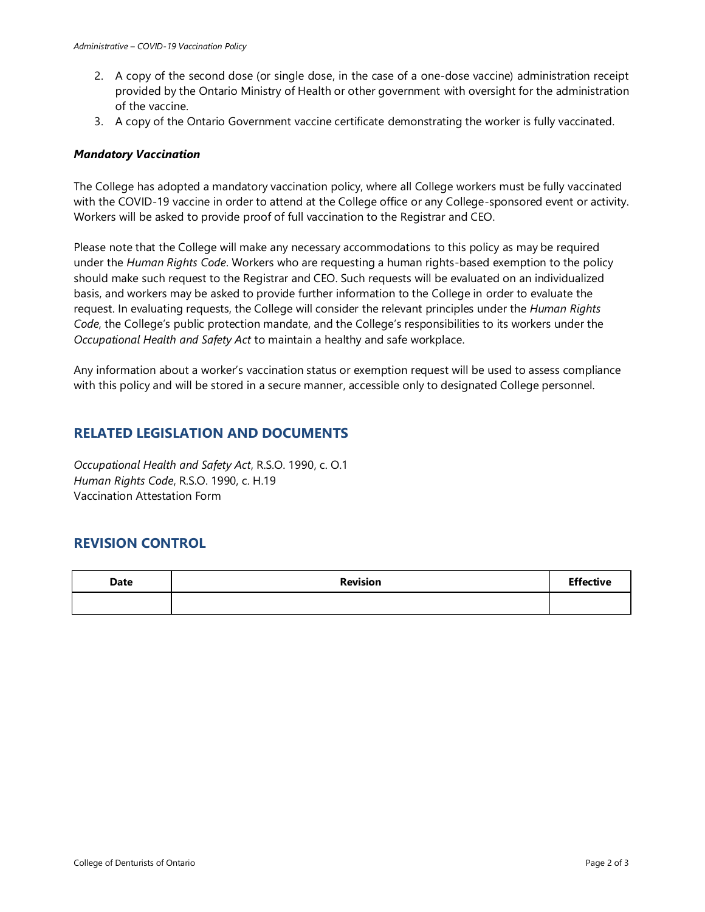2. A copy of the second dose (or single dose, in the case of a one-dose vaccine) administration receipt provided by the Ontario Ministry of Health or other government with oversight for the administration of the vaccine.
3. A copy of the Ontario Government vaccine certificate demonstrating the worker is fully vaccinated.

***Mandatory Vaccination***

The College has adopted a mandatory vaccination policy, where all College workers must be fully vaccinated with the COVID-19 vaccine in order to attend at the College office or any College-sponsored event or activity. Workers will be asked to provide proof of full vaccination to the Registrar and CEO.

Please note that the College will make any necessary accommodations to this policy as may be required under the *Human Rights Code*. Workers who are requesting a human rights-based exemption to the policy should make such request to the Registrar and CEO. Such requests will be evaluated on an individualized basis, and workers may be asked to provide further information to the College in order to evaluate the request. In evaluating requests, the College will consider the relevant principles under the *Human Rights Code*, the College's public protection mandate, and the College's responsibilities to its workers under the *Occupational Health and Safety Act* to maintain a healthy and safe workplace.

Any information about a worker's vaccination status or exemption request will be used to assess compliance with this policy and will be stored in a secure manner, accessible only to designated College personnel.

## RELATED LEGISLATION AND DOCUMENTS

*Occupational Health and Safety Act*, R.S.O. 1990, c. O.1
*Human Rights Code*, R.S.O. 1990, c. H.19
Vaccination Attestation Form

## REVISION CONTROL

| Date | Revision | Effective |
|---|---|---|
| | | |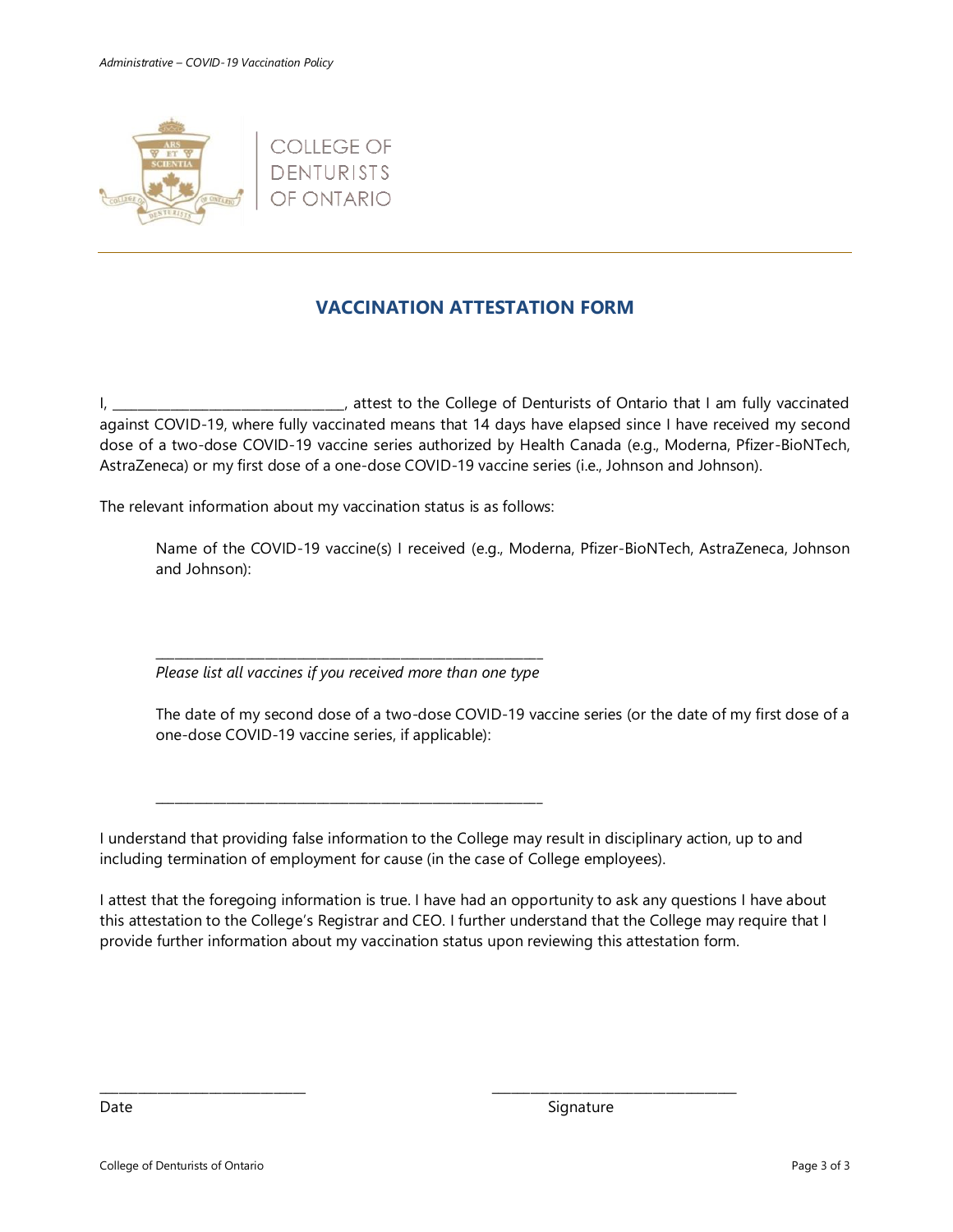COLLEGE OF DENTURISTS OF ONTARIO

## VACCINATION ATTESTATION FORM

I, ________________________________, attest to the College of Denturists of Ontario that I am fully vaccinated against COVID-19, where fully vaccinated means that 14 days have elapsed since I have received my second dose of a two-dose COVID-19 vaccine series authorized by Health Canada (e.g., Moderna, Pfizer-BioNTech, AstraZeneca) or my first dose of a one-dose COVID-19 vaccine series (i.e., Johnson and Johnson).

The relevant information about my vaccination status is as follows:

> Name of the COVID-19 vaccine(s) I received (e.g., Moderna, Pfizer-BioNTech, AstraZeneca, Johnson and Johnson):
>
> ______________________________________________________
>
> *Please list all vaccines if you received more than one type*
>
> The date of my second dose of a two-dose COVID-19 vaccine series (or the date of my first dose of a one-dose COVID-19 vaccine series, if applicable):
>
> ______________________________________________________

I understand that providing false information to the College may result in disciplinary action, up to and including termination of employment for cause (in the case of College employees).

I attest that the foregoing information is true. I have had an opportunity to ask any questions I have about this attestation to the College's Registrar and CEO. I further understand that the College may require that I provide further information about my vaccination status upon reviewing this attestation form.

_____________________________ _____________________________

Date Signature